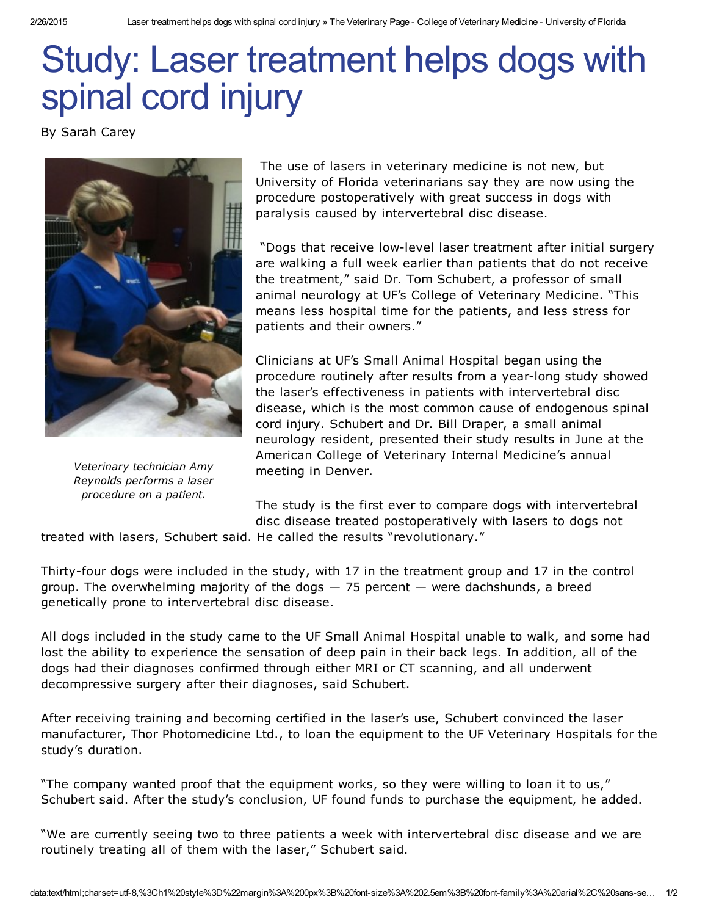# Study: Laser treatment helps dogs with spinal cord injury

By Sarah Carey

*Veterinary technician Amy Reynolds performs a laser procedure on a patient.*

The use of lasers in veterinary medicine is not new, but University of Florida veterinarians say they are now using the procedure postoperatively with great success in dogs with paralysis caused by intervertebral disc disease.

"Dogs that receive low-level laser treatment after initial surgery are walking a full week earlier than patients that do not receive the treatment," said Dr. Tom Schubert, a professor of small animal neurology at UF's College of Veterinary Medicine. "This means less hospital time for the patients, and less stress for patients and their owners."

Clinicians at UF's Small Animal Hospital began using the procedure routinely after results from a year-long study showed the laser's effectiveness in patients with intervertebral disc disease, which is the most common cause of endogenous spinal cord injury. Schubert and Dr. Bill Draper, a small animal neurology resident, presented their study results in June at the American College of Veterinary Internal Medicine's annual meeting in Denver.

The study is the first ever to compare dogs with intervertebral disc disease treated postoperatively with lasers to dogs not treated with lasers, Schubert said. He called the results "revolutionary."

Thirty-four dogs were included in the study, with 17 in the treatment group and 17 in the control group. The overwhelming majority of the dogs — 75 percent — were dachshunds, a breed genetically prone to intervertebral disc disease.

All dogs included in the study came to the UF Small Animal Hospital unable to walk, and some had lost the ability to experience the sensation of deep pain in their back legs. In addition, all of the dogs had their diagnoses confirmed through either MRI or CT scanning, and all underwent decompressive surgery after their diagnoses, said Schubert.

After receiving training and becoming certified in the laser's use, Schubert convinced the laser manufacturer, Thor Photomedicine Ltd., to loan the equipment to the UF Veterinary Hospitals for the study's duration.

"The company wanted proof that the equipment works, so they were willing to loan it to us," Schubert said. After the study's conclusion, UF found funds to purchase the equipment, he added.

"We are currently seeing two to three patients a week with intervertebral disc disease and we are routinely treating all of them with the laser," Schubert said.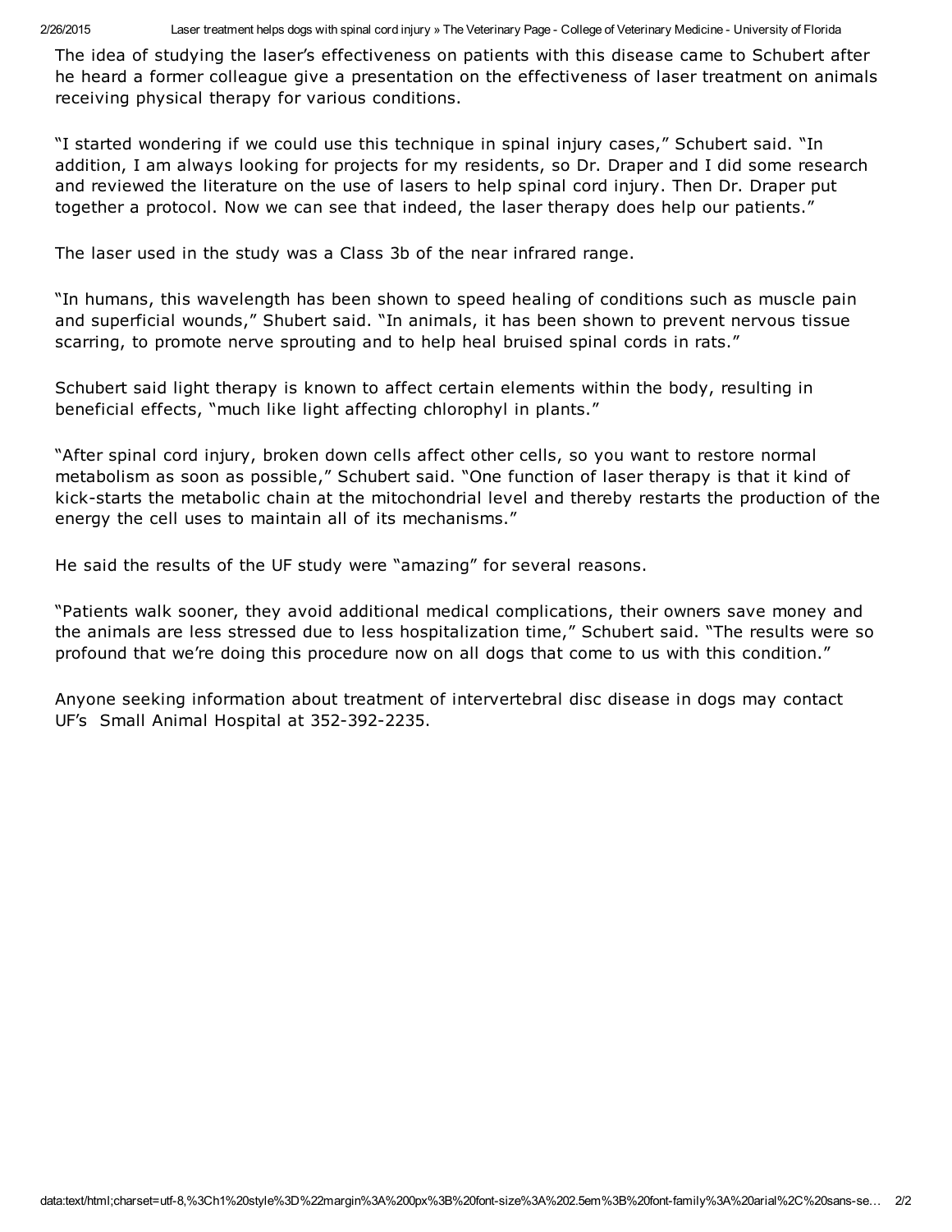The idea of studying the laser's effectiveness on patients with this disease came to Schubert after he heard a former colleague give a presentation on the effectiveness of laser treatment on animals receiving physical therapy for various conditions.

"I started wondering if we could use this technique in spinal injury cases," Schubert said. "In addition, I am always looking for projects for my residents, so Dr. Draper and I did some research and reviewed the literature on the use of lasers to help spinal cord injury. Then Dr. Draper put together a protocol. Now we can see that indeed, the laser therapy does help our patients."

The laser used in the study was a Class 3b of the near infrared range.

"In humans, this wavelength has been shown to speed healing of conditions such as muscle pain and superficial wounds," Shubert said. "In animals, it has been shown to prevent nervous tissue scarring, to promote nerve sprouting and to help heal bruised spinal cords in rats."

Schubert said light therapy is known to affect certain elements within the body, resulting in beneficial effects, "much like light affecting chlorophyl in plants."

"After spinal cord injury, broken down cells affect other cells, so you want to restore normal metabolism as soon as possible," Schubert said. "One function of laser therapy is that it kind of kick-starts the metabolic chain at the mitochondrial level and thereby restarts the production of the energy the cell uses to maintain all of its mechanisms."

He said the results of the UF study were "amazing" for several reasons.

"Patients walk sooner, they avoid additional medical complications, their owners save money and the animals are less stressed due to less hospitalization time," Schubert said. "The results were so profound that we're doing this procedure now on all dogs that come to us with this condition."

Anyone seeking information about treatment of intervertebral disc disease in dogs may contact UF's Small Animal Hospital at 352-392-2235.